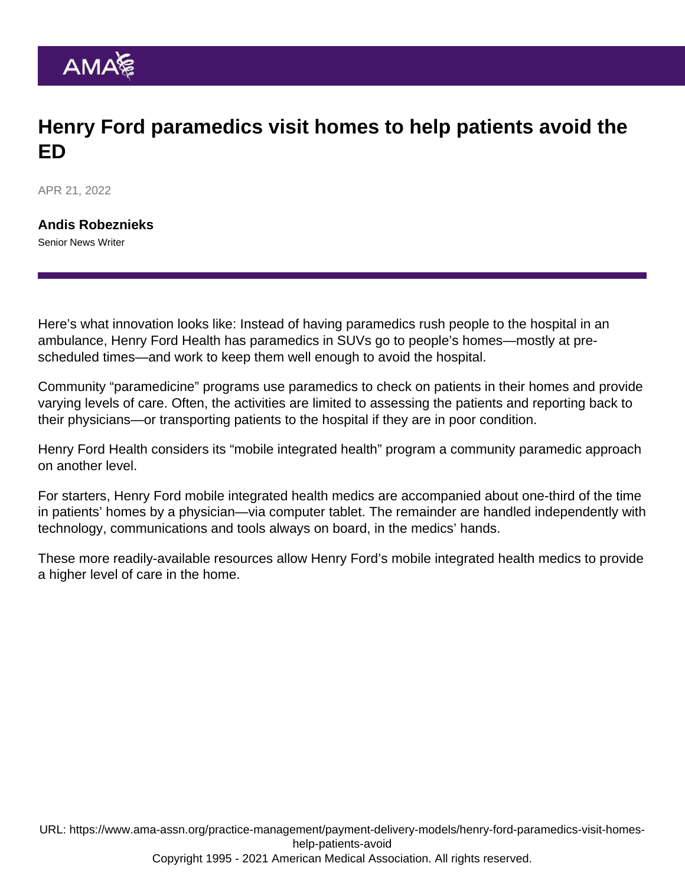# Henry Ford paramedics visit homes to help patients avoid the ED

APR 21, 2022

**Andis Robeznieks**
Senior News Writer

Here's what innovation looks like: Instead of having paramedics rush people to the hospital in an ambulance, Henry Ford Health has paramedics in SUVs go to people's homes—mostly at pre-scheduled times—and work to keep them well enough to avoid the hospital.

Community "paramedicine" programs use paramedics to check on patients in their homes and provide varying levels of care. Often, the activities are limited to assessing the patients and reporting back to their physicians—or transporting patients to the hospital if they are in poor condition.

Henry Ford Health considers its "mobile integrated health" program a community paramedic approach on another level.

For starters, Henry Ford mobile integrated health medics are accompanied about one-third of the time in patients' homes by a physician—via computer tablet. The remainder are handled independently with technology, communications and tools always on board, in the medics' hands.

These more readily-available resources allow Henry Ford's mobile integrated health medics to provide a higher level of care in the home.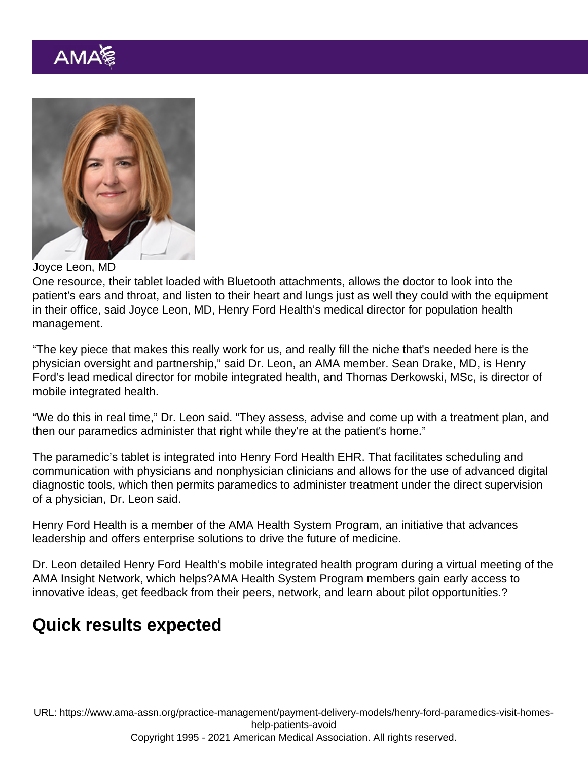Joyce Leon, MD

One resource, their tablet loaded with Bluetooth attachments, allows the doctor to look into the patient's ears and throat, and listen to their heart and lungs just as well they could with the equipment in their office, said Joyce Leon, MD, Henry Ford Health's medical director for population health management.

"The key piece that makes this really work for us, and really fill the niche that's needed here is the physician oversight and partnership," said Dr. Leon, an AMA member. Sean Drake, MD, is Henry Ford's lead medical director for mobile integrated health, and Thomas Derkowski, MSc, is director of mobile integrated health.

"We do this in real time," Dr. Leon said. "They assess, advise and come up with a treatment plan, and then our paramedics administer that right while they're at the patient's home."

The paramedic's tablet is integrated into Henry Ford Health EHR. That facilitates scheduling and communication with physicians and nonphysician clinicians and allows for the use of advanced digital diagnostic tools, which then permits paramedics to administer treatment under the direct supervision of a physician, Dr. Leon said.

Henry Ford Health is a member of the AMA Health System Program, an initiative that advances leadership and offers enterprise solutions to drive the future of medicine.

Dr. Leon detailed Henry Ford Health's mobile integrated health program during a virtual meeting of the AMA Insight Network, which helps?AMA Health System Program members gain early access to innovative ideas, get feedback from their peers, network, and learn about pilot opportunities.?

## Quick results expected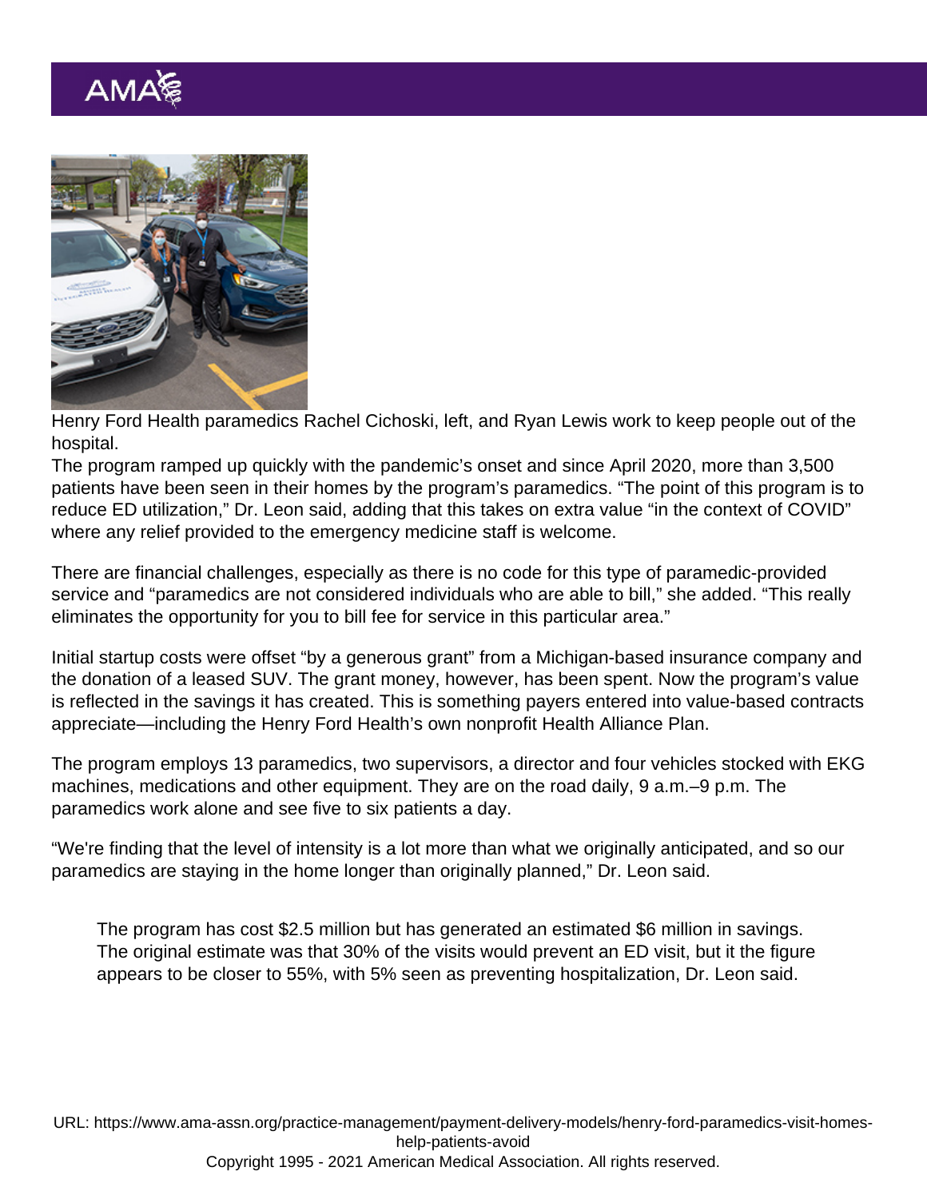Henry Ford Health paramedics Rachel Cichoski, left, and Ryan Lewis work to keep people out of the hospital.

The program ramped up quickly with the pandemic's onset and since April 2020, more than 3,500 patients have been seen in their homes by the program's paramedics. "The point of this program is to reduce ED utilization," Dr. Leon said, adding that this takes on extra value "in the context of COVID" where any relief provided to the emergency medicine staff is welcome.

There are financial challenges, especially as there is no code for this type of paramedic-provided service and "paramedics are not considered individuals who are able to bill," she added. "This really eliminates the opportunity for you to bill fee for service in this particular area."

Initial startup costs were offset "by a generous grant" from a Michigan-based insurance company and the donation of a leased SUV. The grant money, however, has been spent. Now the program's value is reflected in the savings it has created. This is something payers entered into value-based contracts appreciate—including the Henry Ford Health's own nonprofit Health Alliance Plan.

The program employs 13 paramedics, two supervisors, a director and four vehicles stocked with EKG machines, medications and other equipment. They are on the road daily, 9 a.m.–9 p.m. The paramedics work alone and see five to six patients a day.

"We're finding that the level of intensity is a lot more than what we originally anticipated, and so our paramedics are staying in the home longer than originally planned," Dr. Leon said.

> The program has cost $2.5 million but has generated an estimated $6 million in savings. The original estimate was that 30% of the visits would prevent an ED visit, but it the figure appears to be closer to 55%, with 5% seen as preventing hospitalization, Dr. Leon said.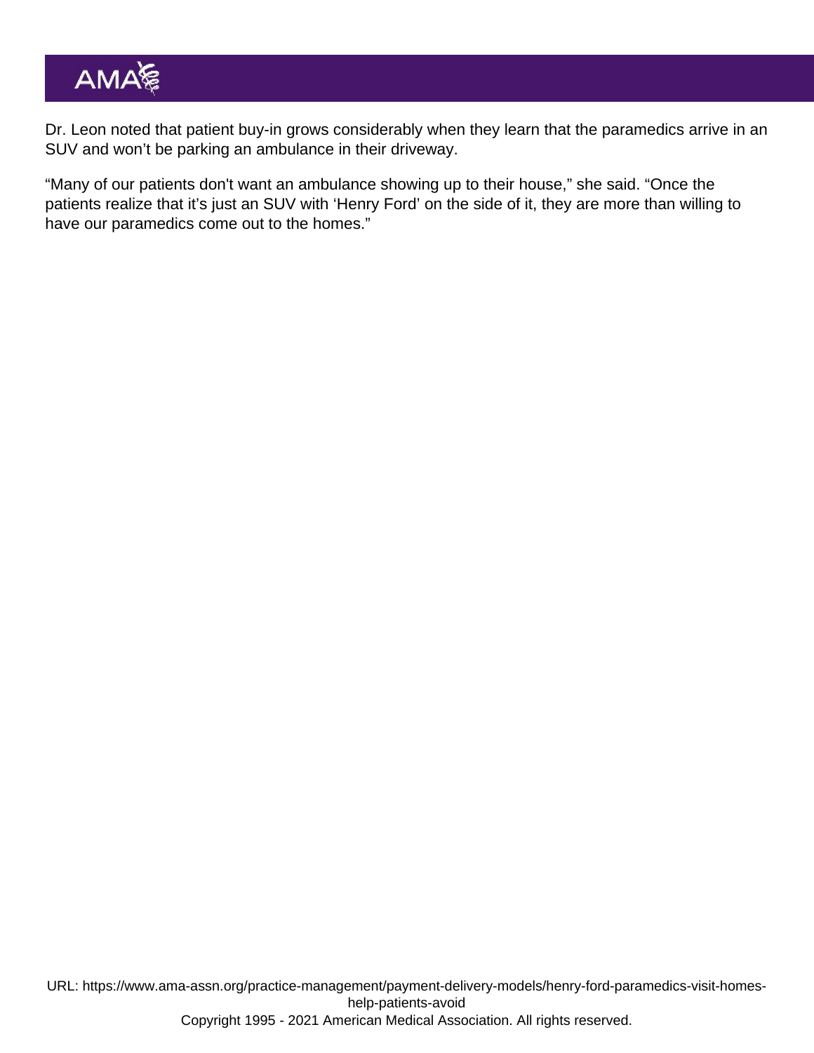Dr. Leon noted that patient buy-in grows considerably when they learn that the paramedics arrive in an SUV and won't be parking an ambulance in their driveway.

"Many of our patients don't want an ambulance showing up to their house," she said. "Once the patients realize that it's just an SUV with 'Henry Ford' on the side of it, they are more than willing to have our paramedics come out to the homes."